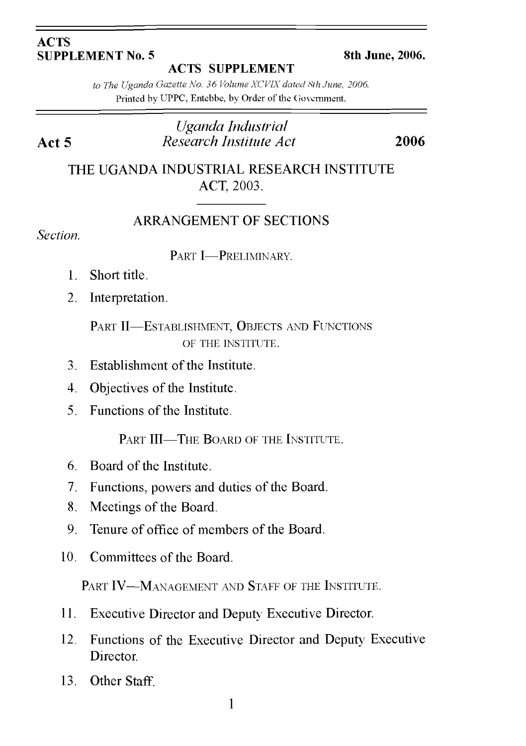**ACTS SUPPLEMENT No. 5** — **8th June, 2006.**

**ACTS SUPPLEMENT**

*to The Uganda Gazette No. 36 Volume XCVIX dated 8th June, 2006.*
Printed by UPPC, Entebbe, by Order of the Government.

**Act 5** — *Uganda Industrial Research Institute Act* — **2006**

# THE UGANDA INDUSTRIAL RESEARCH INSTITUTE ACT, 2003.

## ARRANGEMENT OF SECTIONS

*Section.*

### PART I—PRELIMINARY.

1. Short title.
2. Interpretation.

### PART II—ESTABLISHMENT, OBJECTS AND FUNCTIONS OF THE INSTITUTE.

3. Establishment of the Institute.
4. Objectives of the Institute.
5. Functions of the Institute.

### PART III—THE BOARD OF THE INSTITUTE.

6. Board of the Institute.
7. Functions, powers and duties of the Board.
8. Meetings of the Board.
9. Tenure of office of members of the Board.
10. Committees of the Board.

### PART IV—MANAGEMENT AND STAFF OF THE INSTITUTE.

11. Executive Director and Deputy Executive Director.
12. Functions of the Executive Director and Deputy Executive Director.
13. Other Staff.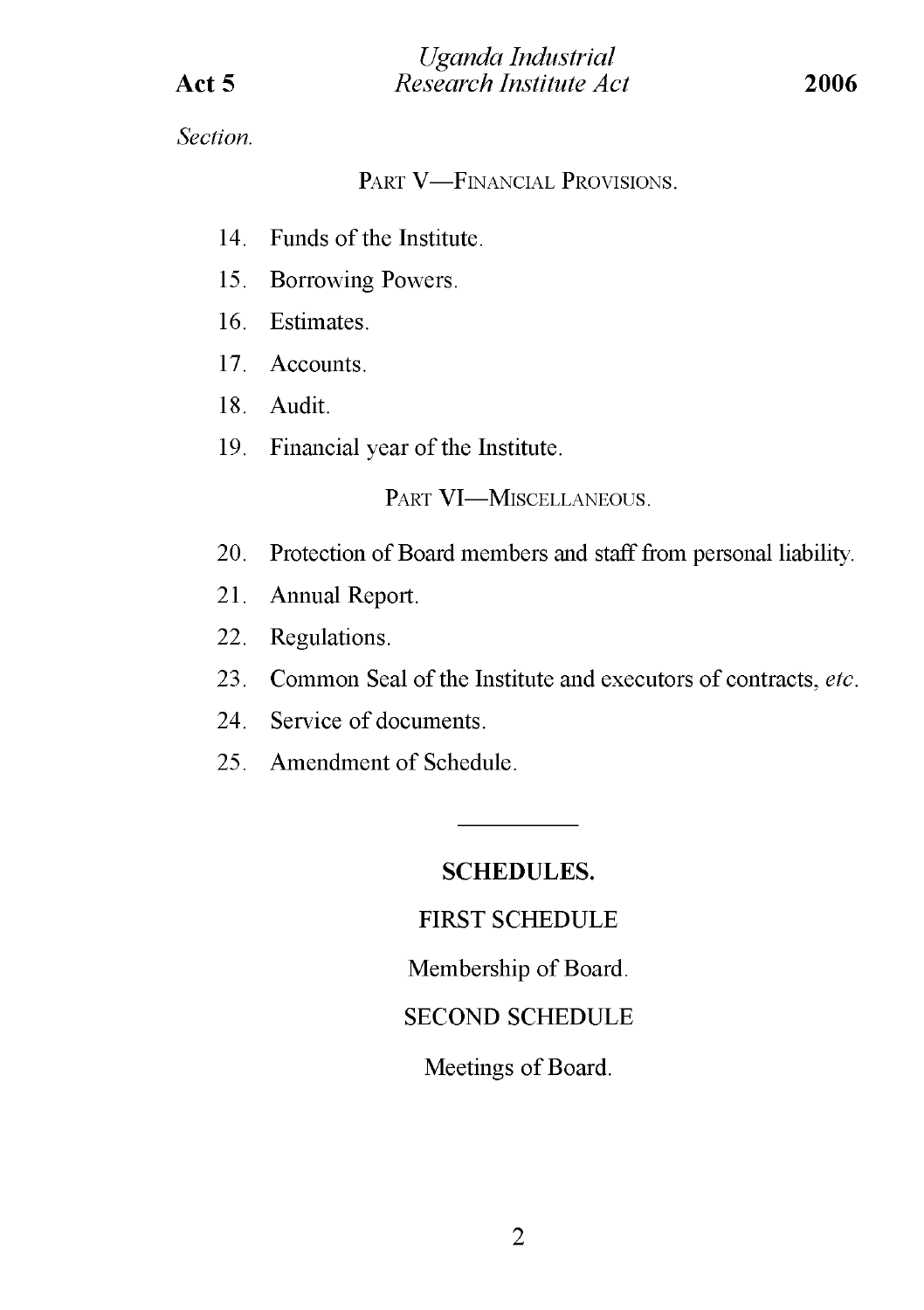*Section.*

PART V—FINANCIAL PROVISIONS.

14. Funds of the Institute.
15. Borrowing Powers.
16. Estimates.
17. Accounts.
18. Audit.
19. Financial year of the Institute.

PART VI—MISCELLANEOUS.

20. Protection of Board members and staff from personal liability.
21. Annual Report.
22. Regulations.
23. Common Seal of the Institute and executors of contracts, *etc*.
24. Service of documents.
25. Amendment of Schedule.

---

**SCHEDULES.**

FIRST SCHEDULE

Membership of Board.

SECOND SCHEDULE

Meetings of Board.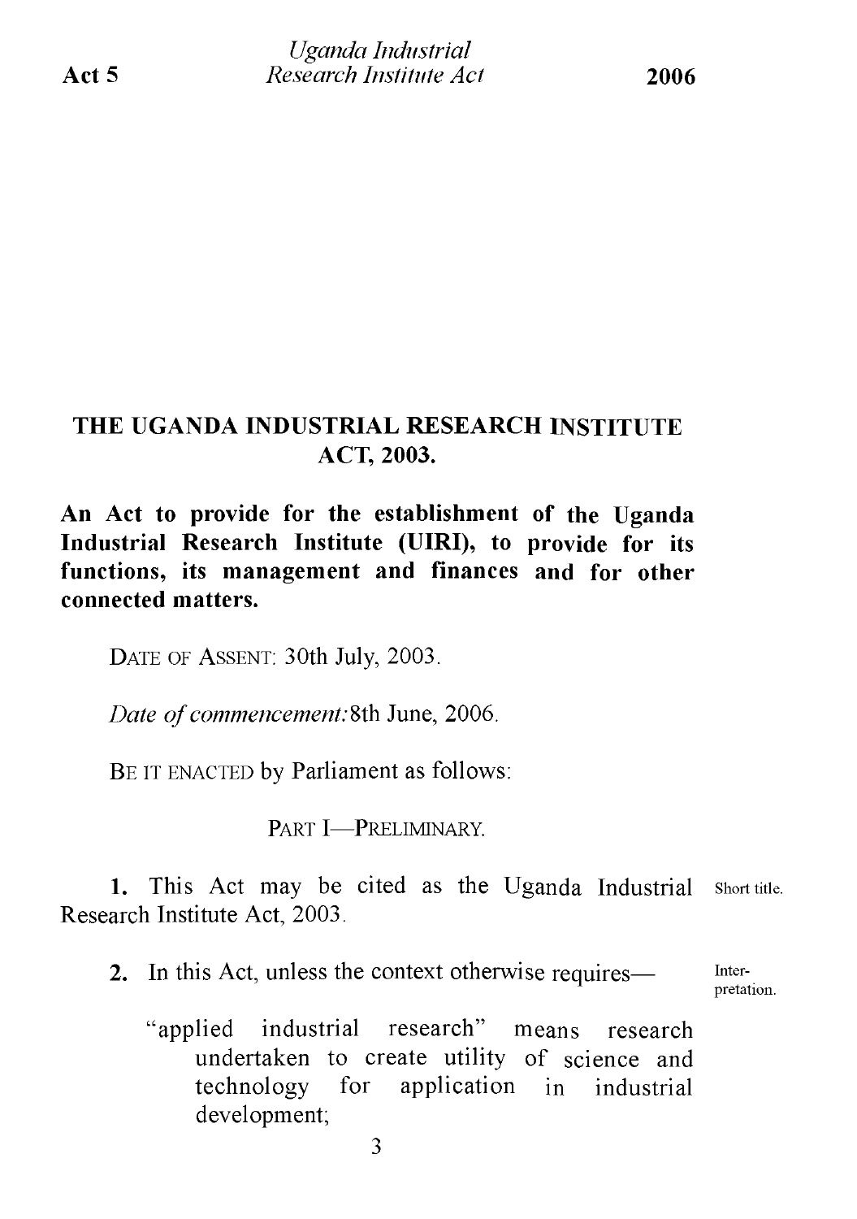# THE UGANDA INDUSTRIAL RESEARCH INSTITUTE ACT, 2003.

**An Act to provide for the establishment of the Uganda Industrial Research Institute (UIRI), to provide for its functions, its management and finances and for other connected matters.**

DATE OF ASSENT: 30th July, 2003.

*Date of commencement:* 8th June, 2006.

BE IT ENACTED by Parliament as follows:

PART I—PRELIMINARY.

**1.** This Act may be cited as the Uganda Industrial Research Institute Act, 2003. *Short title.*

**2.** In this Act, unless the context otherwise requires— *Interpretation.*

"applied industrial research" means research undertaken to create utility of science and technology for application in industrial development;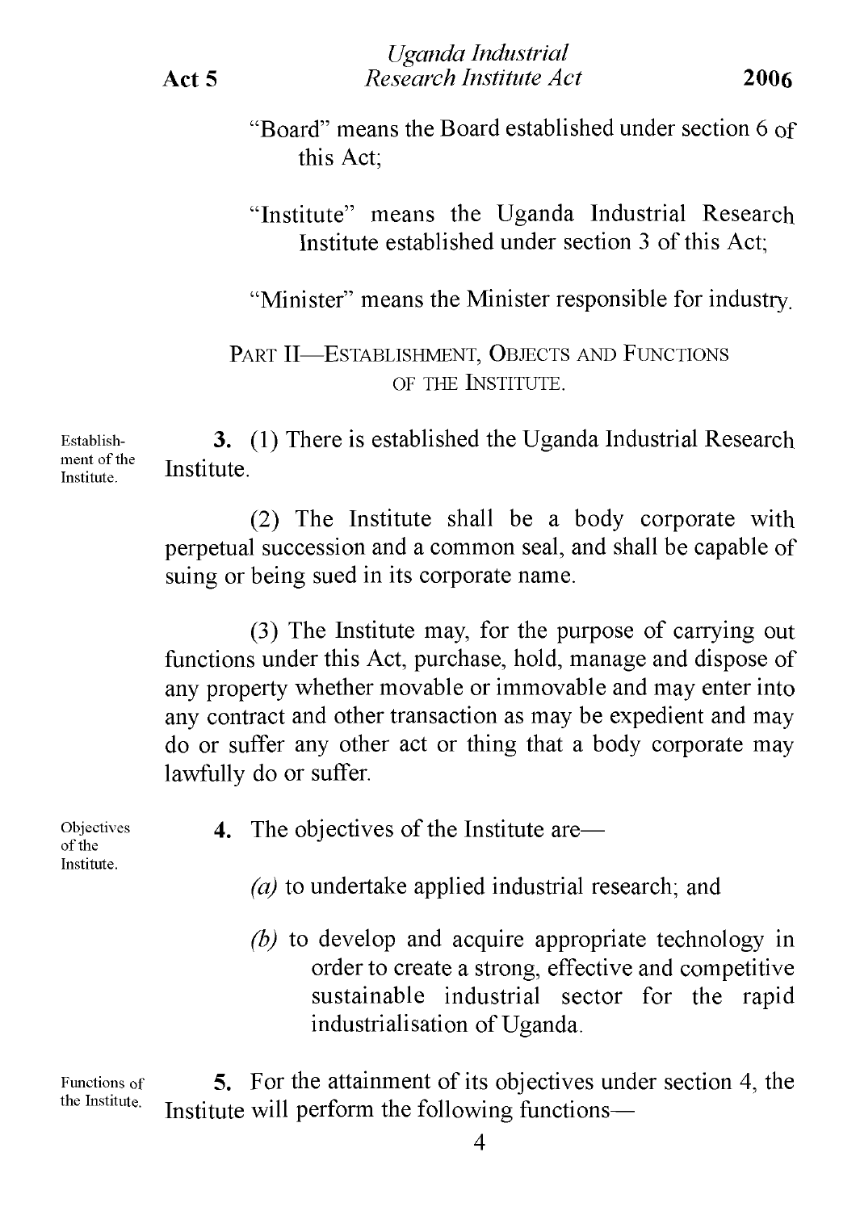"Board" means the Board established under section 6 of this Act;

"Institute" means the Uganda Industrial Research Institute established under section 3 of this Act;

"Minister" means the Minister responsible for industry.

## PART II—ESTABLISHMENT, OBJECTS AND FUNCTIONS OF THE INSTITUTE.

Establishment of the Institute.

**3.** (1) There is established the Uganda Industrial Research Institute.

(2) The Institute shall be a body corporate with perpetual succession and a common seal, and shall be capable of suing or being sued in its corporate name.

(3) The Institute may, for the purpose of carrying out functions under this Act, purchase, hold, manage and dispose of any property whether movable or immovable and may enter into any contract and other transaction as may be expedient and may do or suffer any other act or thing that a body corporate may lawfully do or suffer.

Objectives of the Institute.

**4.** The objectives of the Institute are—

*(a)* to undertake applied industrial research; and

*(b)* to develop and acquire appropriate technology in order to create a strong, effective and competitive sustainable industrial sector for the rapid industrialisation of Uganda.

Functions of the Institute.

**5.** For the attainment of its objectives under section 4, the Institute will perform the following functions—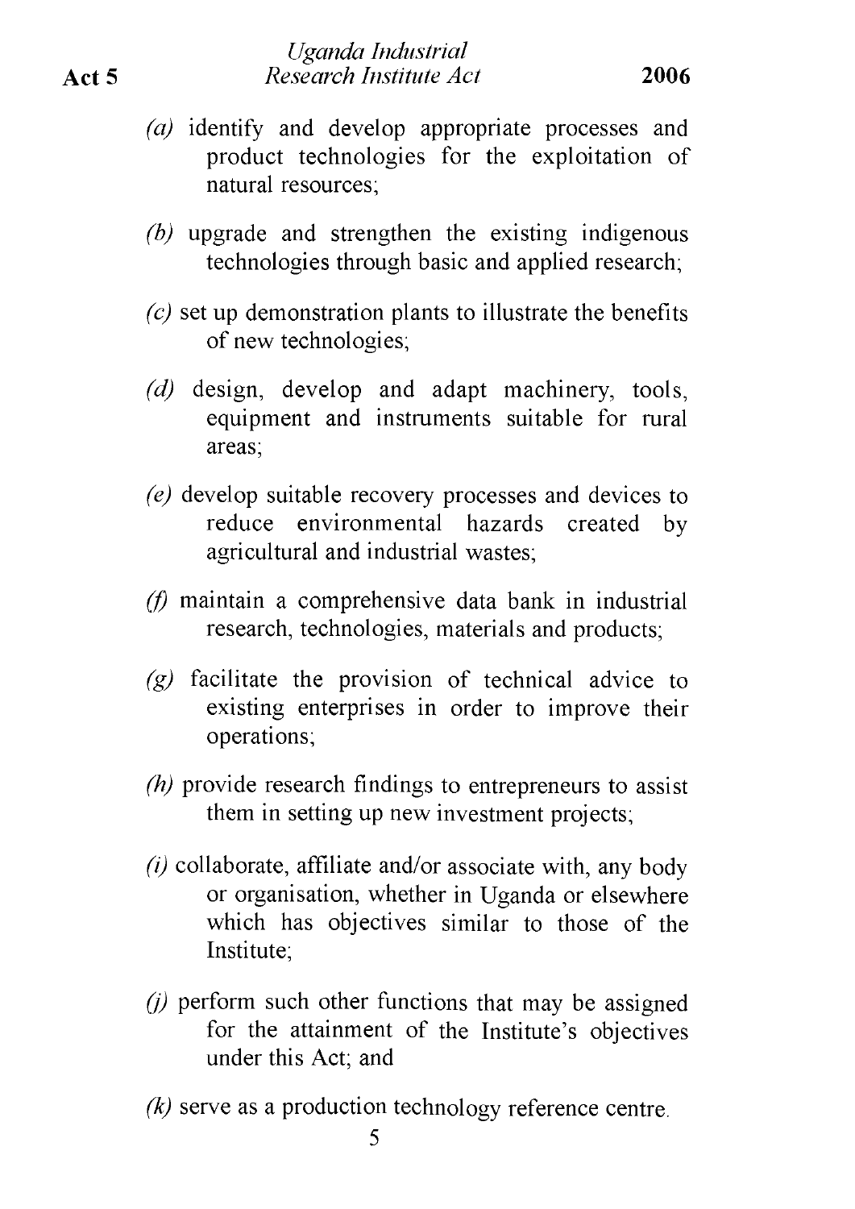*(a)* identify and develop appropriate processes and product technologies for the exploitation of natural resources;

*(b)* upgrade and strengthen the existing indigenous technologies through basic and applied research;

*(c)* set up demonstration plants to illustrate the benefits of new technologies;

*(d)* design, develop and adapt machinery, tools, equipment and instruments suitable for rural areas;

*(e)* develop suitable recovery processes and devices to reduce environmental hazards created by agricultural and industrial wastes;

*(f)* maintain a comprehensive data bank in industrial research, technologies, materials and products;

*(g)* facilitate the provision of technical advice to existing enterprises in order to improve their operations;

*(h)* provide research findings to entrepreneurs to assist them in setting up new investment projects;

*(i)* collaborate, affiliate and/or associate with, any body or organisation, whether in Uganda or elsewhere which has objectives similar to those of the Institute;

*(j)* perform such other functions that may be assigned for the attainment of the Institute's objectives under this Act; and

*(k)* serve as a production technology reference centre.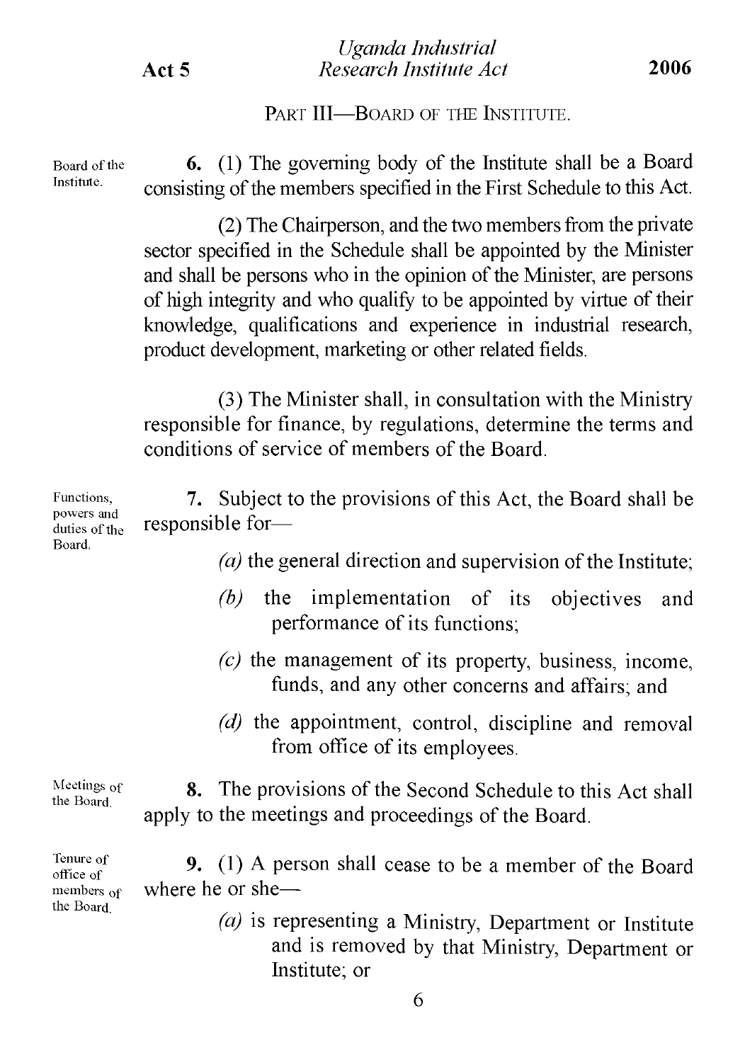## PART III—BOARD OF THE INSTITUTE.

**Board of the Institute.**

**6.** (1) The governing body of the Institute shall be a Board consisting of the members specified in the First Schedule to this Act.

(2) The Chairperson, and the two members from the private sector specified in the Schedule shall be appointed by the Minister and shall be persons who in the opinion of the Minister, are persons of high integrity and who qualify to be appointed by virtue of their knowledge, qualifications and experience in industrial research, product development, marketing or other related fields.

(3) The Minister shall, in consultation with the Ministry responsible for finance, by regulations, determine the terms and conditions of service of members of the Board.

**Functions, powers and duties of the Board.**

**7.** Subject to the provisions of this Act, the Board shall be responsible for—

*(a)* the general direction and supervision of the Institute;

*(b)* the implementation of its objectives and performance of its functions;

*(c)* the management of its property, business, income, funds, and any other concerns and affairs; and

*(d)* the appointment, control, discipline and removal from office of its employees.

**Meetings of the Board.**

**8.** The provisions of the Second Schedule to this Act shall apply to the meetings and proceedings of the Board.

**Tenure of office of members of the Board.**

**9.** (1) A person shall cease to be a member of the Board where he or she—

*(a)* is representing a Ministry, Department or Institute and is removed by that Ministry, Department or Institute; or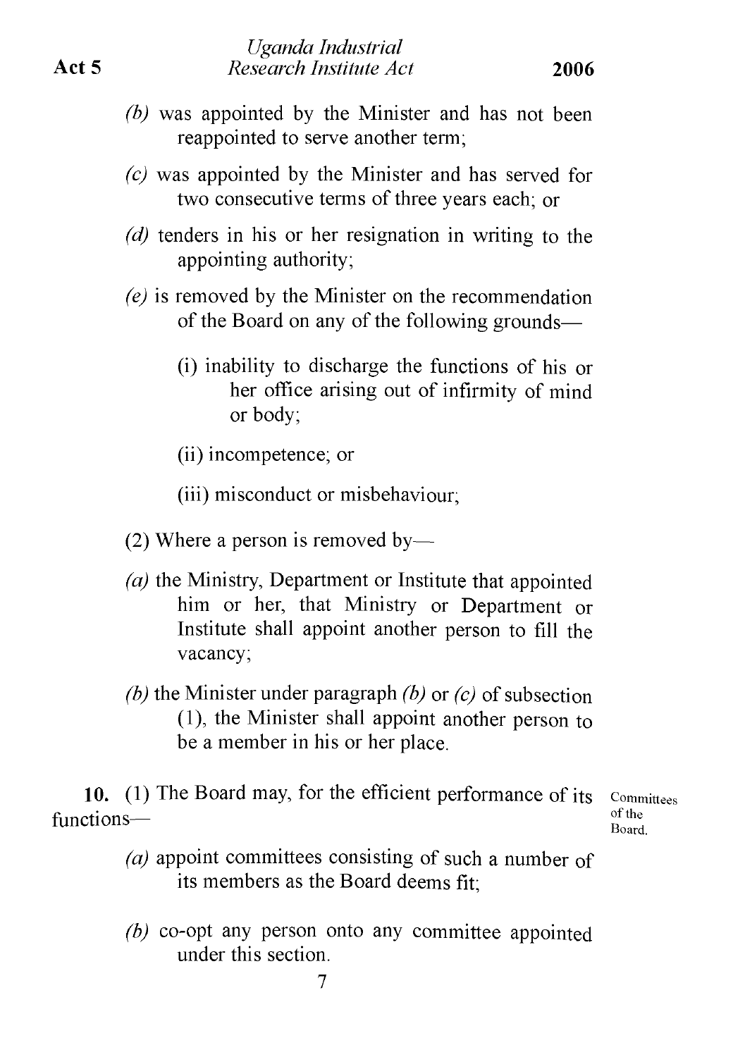*(b)* was appointed by the Minister and has not been reappointed to serve another term;

*(c)* was appointed by the Minister and has served for two consecutive terms of three years each; or

*(d)* tenders in his or her resignation in writing to the appointing authority;

*(e)* is removed by the Minister on the recommendation of the Board on any of the following grounds—

(i) inability to discharge the functions of his or her office arising out of infirmity of mind or body;

(ii) incompetence; or

(iii) misconduct or misbehaviour;

(2) Where a person is removed by—

*(a)* the Ministry, Department or Institute that appointed him or her, that Ministry or Department or Institute shall appoint another person to fill the vacancy;

*(b)* the Minister under paragraph *(b)* or *(c)* of subsection (1), the Minister shall appoint another person to be a member in his or her place.

Committees of the Board.

**10.** (1) The Board may, for the efficient performance of its functions—

*(a)* appoint committees consisting of such a number of its members as the Board deems fit;

*(b)* co-opt any person onto any committee appointed under this section.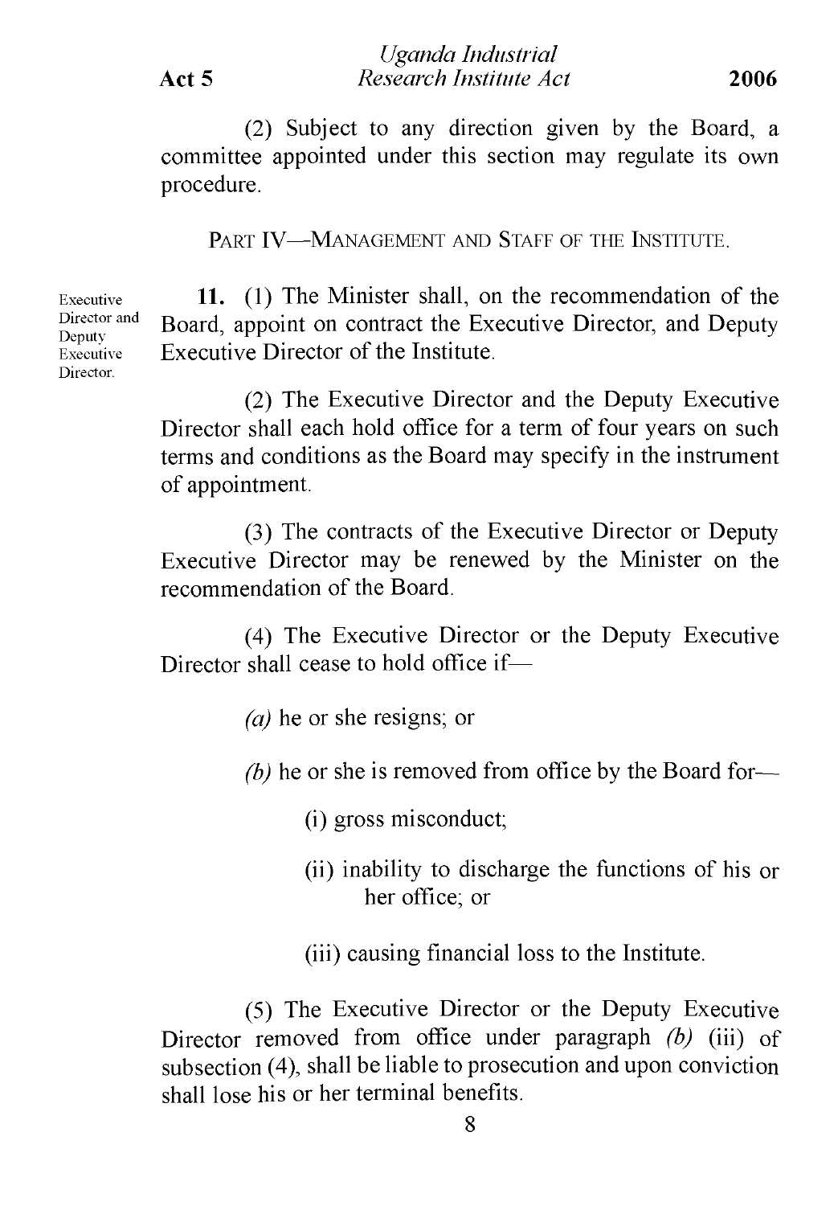(2) Subject to any direction given by the Board, a committee appointed under this section may regulate its own procedure.

## PART IV—MANAGEMENT AND STAFF OF THE INSTITUTE.

*Executive Director and Deputy Executive Director.*

**11.** (1) The Minister shall, on the recommendation of the Board, appoint on contract the Executive Director, and Deputy Executive Director of the Institute.

(2) The Executive Director and the Deputy Executive Director shall each hold office for a term of four years on such terms and conditions as the Board may specify in the instrument of appointment.

(3) The contracts of the Executive Director or Deputy Executive Director may be renewed by the Minister on the recommendation of the Board.

(4) The Executive Director or the Deputy Executive Director shall cease to hold office if—

*(a)* he or she resigns; or

*(b)* he or she is removed from office by the Board for—

(i) gross misconduct;

(ii) inability to discharge the functions of his or her office; or

(iii) causing financial loss to the Institute.

(5) The Executive Director or the Deputy Executive Director removed from office under paragraph *(b)* (iii) of subsection (4), shall be liable to prosecution and upon conviction shall lose his or her terminal benefits.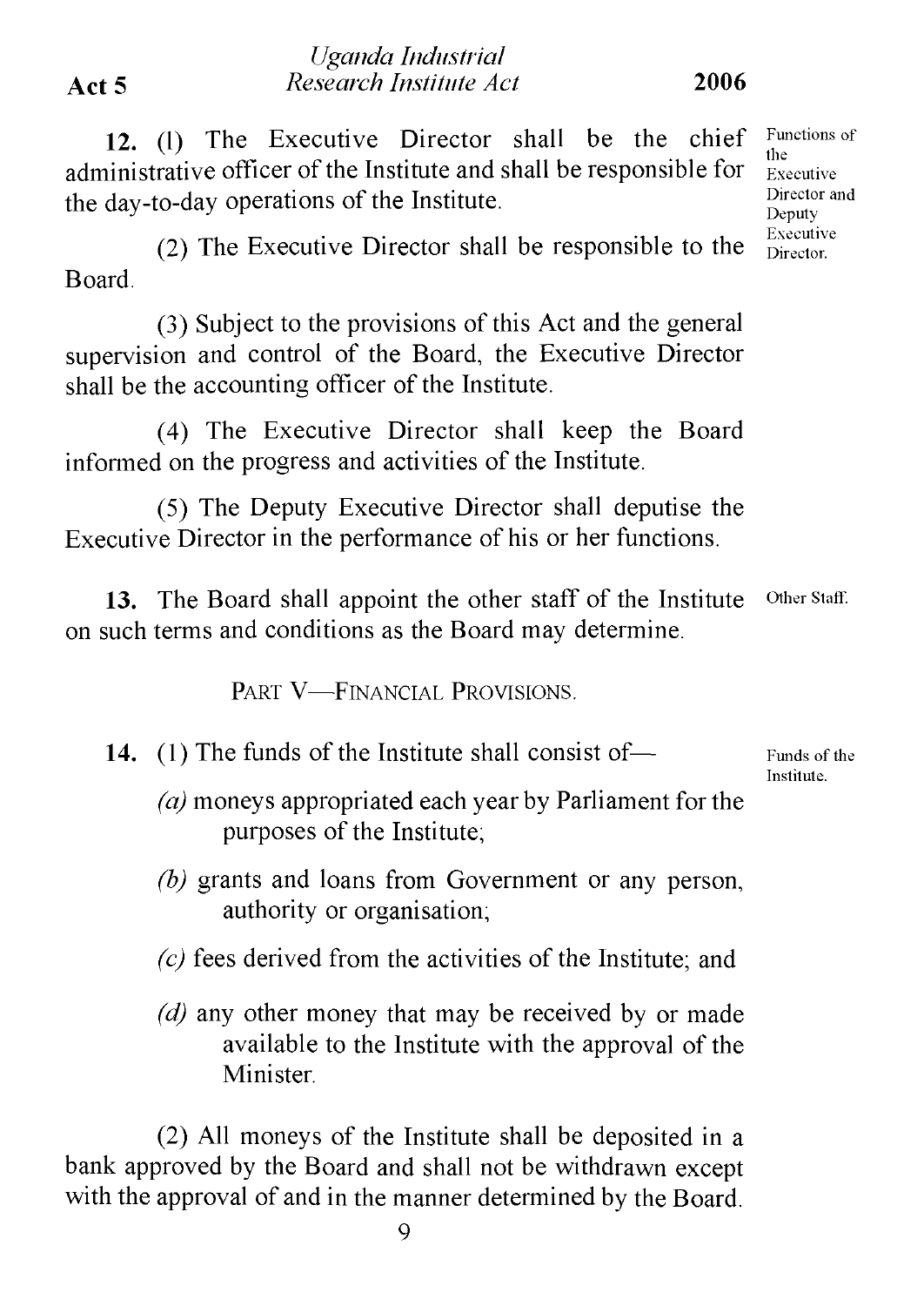**12.** (1) The Executive Director shall be the chief administrative officer of the Institute and shall be responsible for the day-to-day operations of the Institute.

Functions of the Executive Director and Deputy Executive Director.

(2) The Executive Director shall be responsible to the Board.

(3) Subject to the provisions of this Act and the general supervision and control of the Board, the Executive Director shall be the accounting officer of the Institute.

(4) The Executive Director shall keep the Board informed on the progress and activities of the Institute.

(5) The Deputy Executive Director shall deputise the Executive Director in the performance of his or her functions.

**13.** The Board shall appoint the other staff of the Institute on such terms and conditions as the Board may determine.

Other Staff.

## PART V—FINANCIAL PROVISIONS.

**14.** (1) The funds of the Institute shall consist of—

Funds of the Institute.

*(a)* moneys appropriated each year by Parliament for the purposes of the Institute;

*(b)* grants and loans from Government or any person, authority or organisation;

*(c)* fees derived from the activities of the Institute; and

*(d)* any other money that may be received by or made available to the Institute with the approval of the Minister.

(2) All moneys of the Institute shall be deposited in a bank approved by the Board and shall not be withdrawn except with the approval of and in the manner determined by the Board.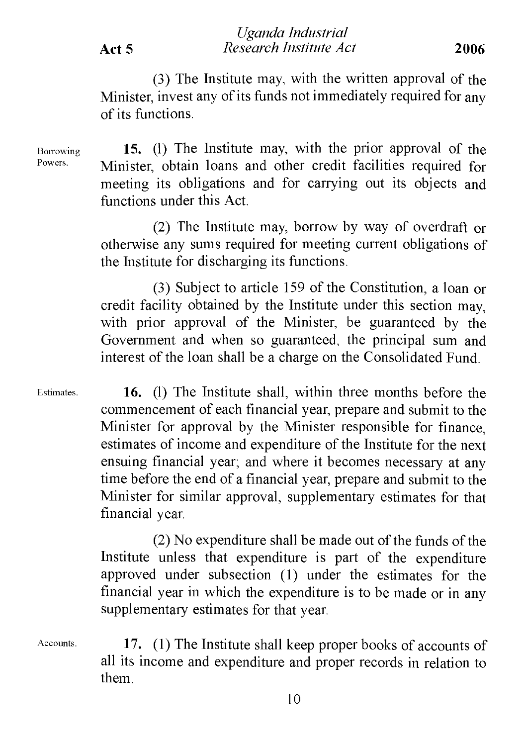(3) The Institute may, with the written approval of the Minister, invest any of its funds not immediately required for any of its functions.

Borrowing Powers.

**15.** (1) The Institute may, with the prior approval of the Minister, obtain loans and other credit facilities required for meeting its obligations and for carrying out its objects and functions under this Act.

(2) The Institute may, borrow by way of overdraft or otherwise any sums required for meeting current obligations of the Institute for discharging its functions.

(3) Subject to article 159 of the Constitution, a loan or credit facility obtained by the Institute under this section may, with prior approval of the Minister, be guaranteed by the Government and when so guaranteed, the principal sum and interest of the loan shall be a charge on the Consolidated Fund.

Estimates.

**16.** (1) The Institute shall, within three months before the commencement of each financial year, prepare and submit to the Minister for approval by the Minister responsible for finance, estimates of income and expenditure of the Institute for the next ensuing financial year; and where it becomes necessary at any time before the end of a financial year, prepare and submit to the Minister for similar approval, supplementary estimates for that financial year.

(2) No expenditure shall be made out of the funds of the Institute unless that expenditure is part of the expenditure approved under subsection (1) under the estimates for the financial year in which the expenditure is to be made or in any supplementary estimates for that year.

Accounts.

**17.** (1) The Institute shall keep proper books of accounts of all its income and expenditure and proper records in relation to them.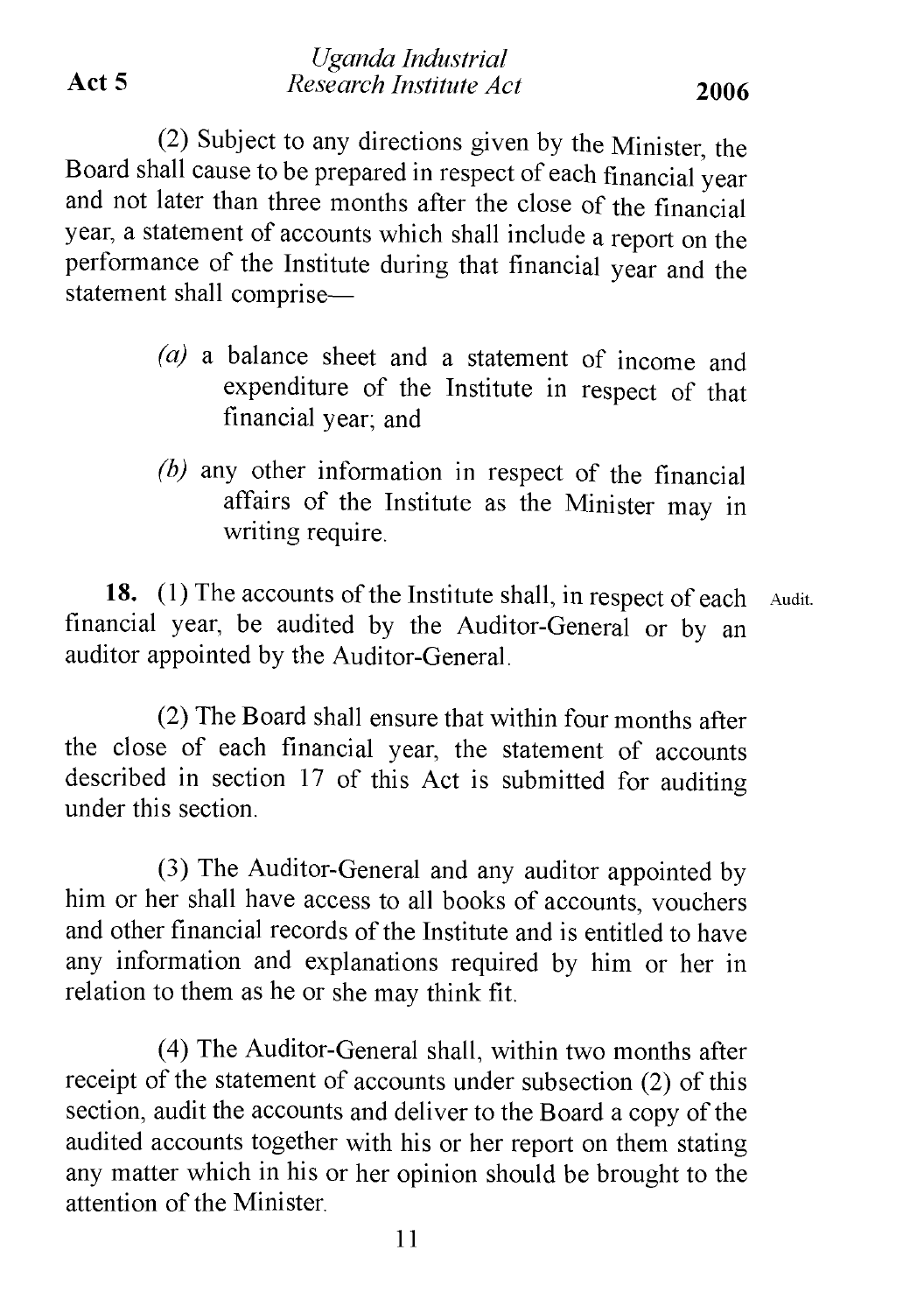(2) Subject to any directions given by the Minister, the Board shall cause to be prepared in respect of each financial year and not later than three months after the close of the financial year, a statement of accounts which shall include a report on the performance of the Institute during that financial year and the statement shall comprise—

*(a)* a balance sheet and a statement of income and expenditure of the Institute in respect of that financial year; and

*(b)* any other information in respect of the financial affairs of the Institute as the Minister may in writing require.

**18.** (1) The accounts of the Institute shall, in respect of each financial year, be audited by the Auditor-General or by an auditor appointed by the Auditor-General.

Audit.

(2) The Board shall ensure that within four months after the close of each financial year, the statement of accounts described in section 17 of this Act is submitted for auditing under this section.

(3) The Auditor-General and any auditor appointed by him or her shall have access to all books of accounts, vouchers and other financial records of the Institute and is entitled to have any information and explanations required by him or her in relation to them as he or she may think fit.

(4) The Auditor-General shall, within two months after receipt of the statement of accounts under subsection (2) of this section, audit the accounts and deliver to the Board a copy of the audited accounts together with his or her report on them stating any matter which in his or her opinion should be brought to the attention of the Minister.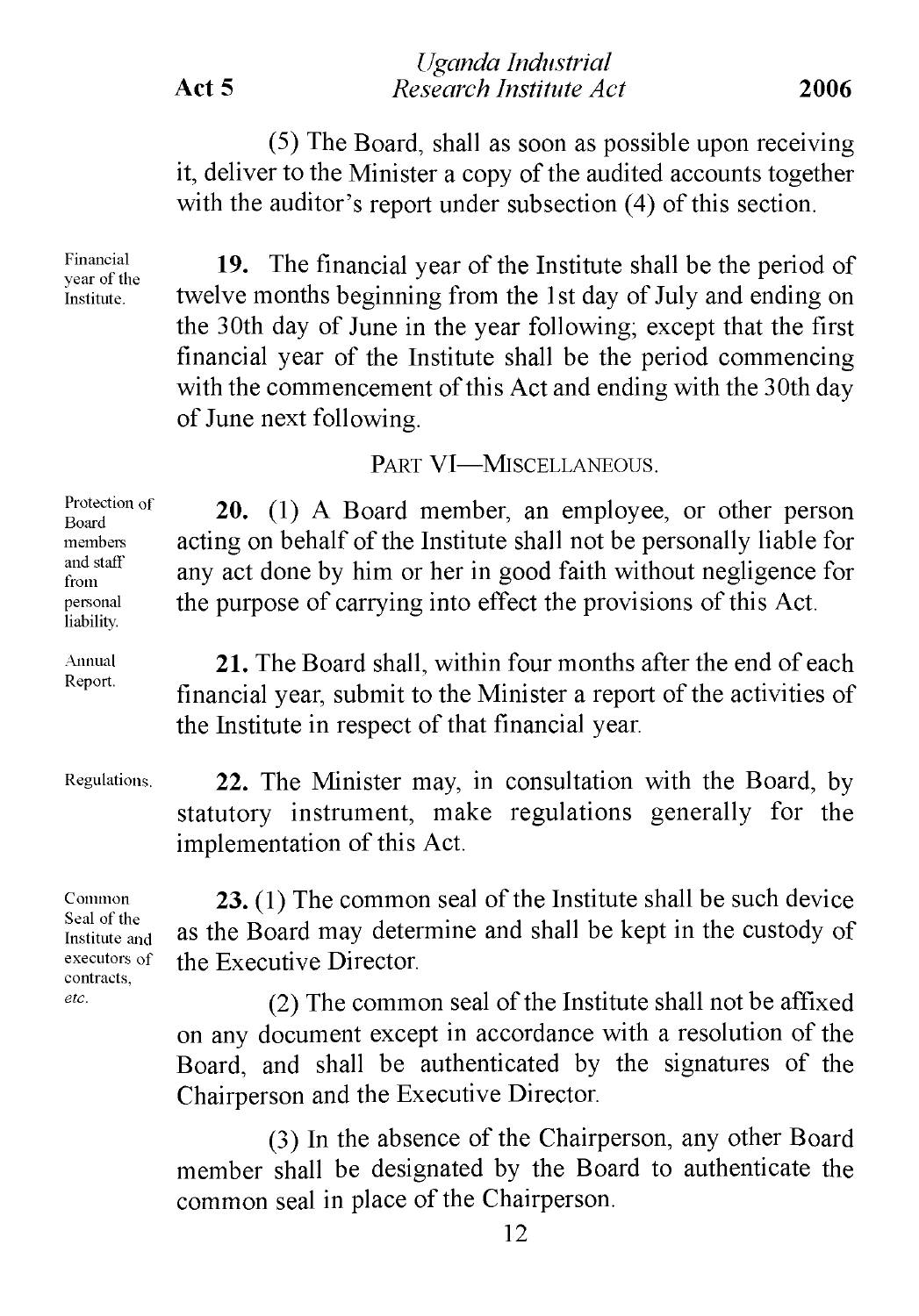(5) The Board, shall as soon as possible upon receiving it, deliver to the Minister a copy of the audited accounts together with the auditor's report under subsection (4) of this section.

*Financial year of the Institute.*

**19.** The financial year of the Institute shall be the period of twelve months beginning from the 1st day of July and ending on the 30th day of June in the year following; except that the first financial year of the Institute shall be the period commencing with the commencement of this Act and ending with the 30th day of June next following.

## PART VI—MISCELLANEOUS.

*Protection of Board members and staff from personal liability.*

**20.** (1) A Board member, an employee, or other person acting on behalf of the Institute shall not be personally liable for any act done by him or her in good faith without negligence for the purpose of carrying into effect the provisions of this Act.

*Annual Report.*

**21.** The Board shall, within four months after the end of each financial year, submit to the Minister a report of the activities of the Institute in respect of that financial year.

*Regulations.*

**22.** The Minister may, in consultation with the Board, by statutory instrument, make regulations generally for the implementation of this Act.

*Common Seal of the Institute and executors of contracts, etc.*

**23.** (1) The common seal of the Institute shall be such device as the Board may determine and shall be kept in the custody of the Executive Director.

(2) The common seal of the Institute shall not be affixed on any document except in accordance with a resolution of the Board, and shall be authenticated by the signatures of the Chairperson and the Executive Director.

(3) In the absence of the Chairperson, any other Board member shall be designated by the Board to authenticate the common seal in place of the Chairperson.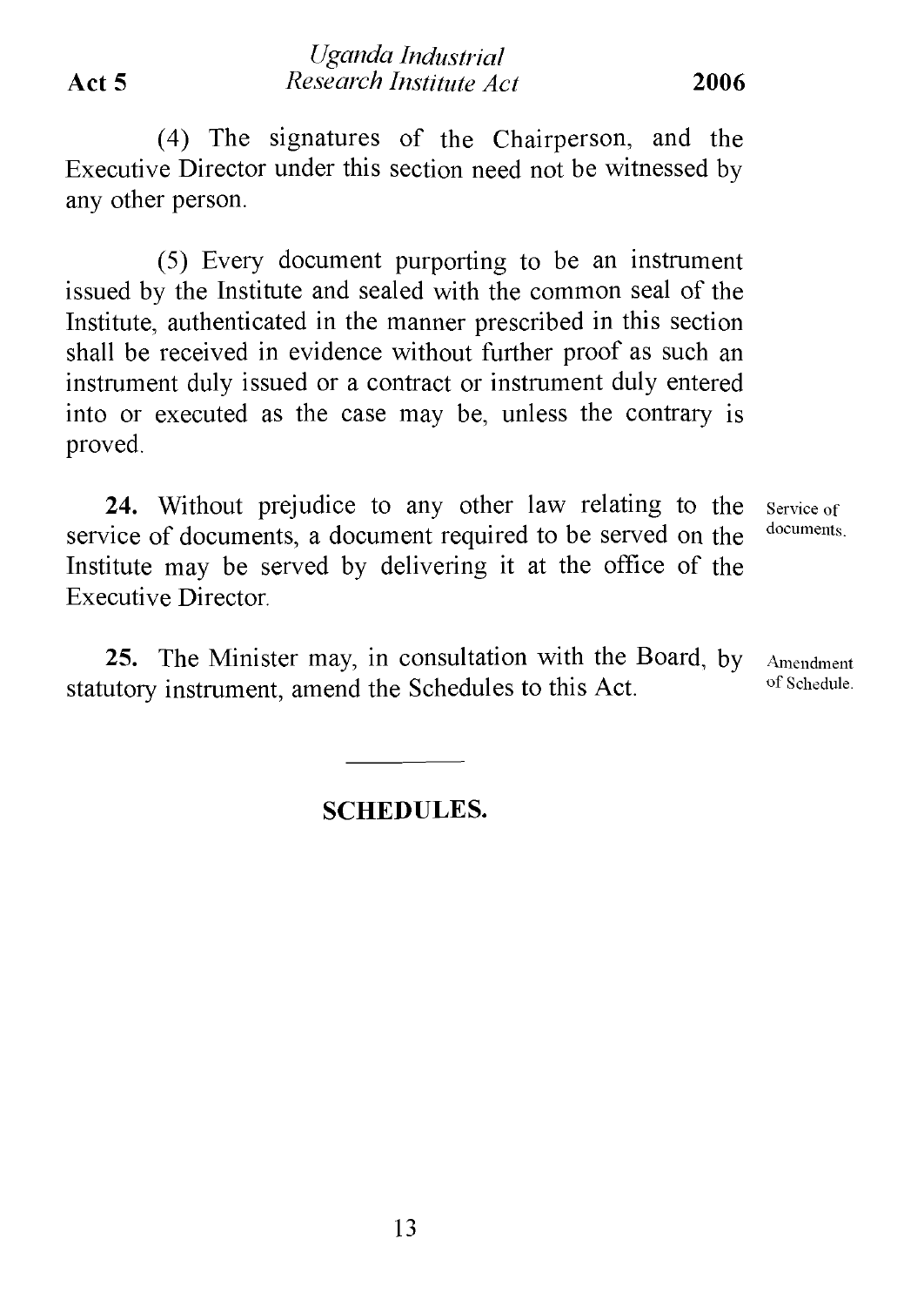(4) The signatures of the Chairperson, and the Executive Director under this section need not be witnessed by any other person.

(5) Every document purporting to be an instrument issued by the Institute and sealed with the common seal of the Institute, authenticated in the manner prescribed in this section shall be received in evidence without further proof as such an instrument duly issued or a contract or instrument duly entered into or executed as the case may be, unless the contrary is proved.

**24.** Without prejudice to any other law relating to the service of documents, a document required to be served on the Institute may be served by delivering it at the office of the Executive Director.

Service of documents.

**25.** The Minister may, in consultation with the Board, by statutory instrument, amend the Schedules to this Act.

Amendment of Schedule.

---

## SCHEDULES.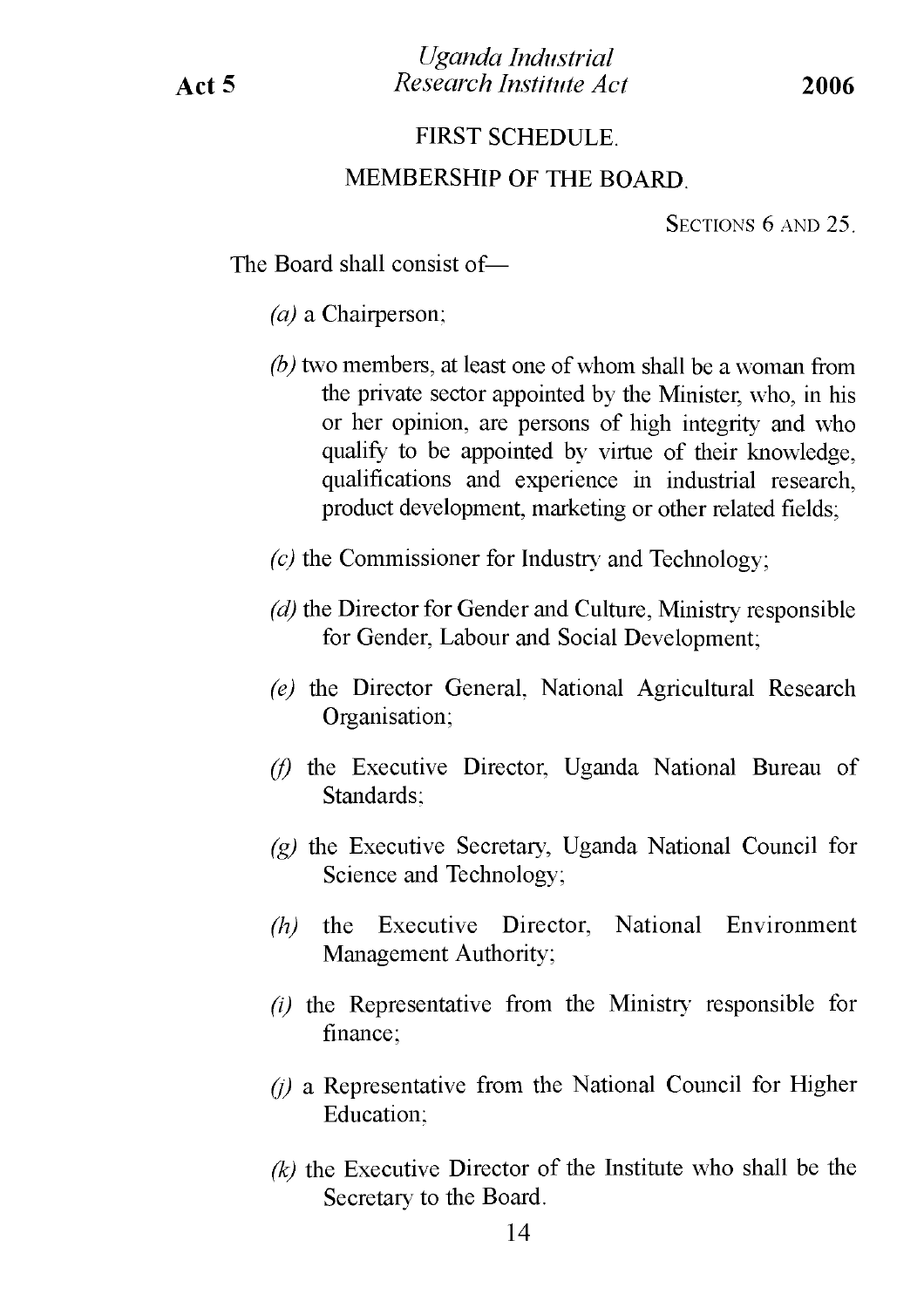## FIRST SCHEDULE.

### MEMBERSHIP OF THE BOARD.

SECTIONS 6 AND 25.

The Board shall consist of—

*(a)* a Chairperson;

*(b)* two members, at least one of whom shall be a woman from the private sector appointed by the Minister, who, in his or her opinion, are persons of high integrity and who qualify to be appointed by virtue of their knowledge, qualifications and experience in industrial research, product development, marketing or other related fields;

*(c)* the Commissioner for Industry and Technology;

*(d)* the Director for Gender and Culture, Ministry responsible for Gender, Labour and Social Development;

*(e)* the Director General, National Agricultural Research Organisation;

*(f)* the Executive Director, Uganda National Bureau of Standards;

*(g)* the Executive Secretary, Uganda National Council for Science and Technology;

*(h)* the Executive Director, National Environment Management Authority;

*(i)* the Representative from the Ministry responsible for finance;

*(j)* a Representative from the National Council for Higher Education;

*(k)* the Executive Director of the Institute who shall be the Secretary to the Board.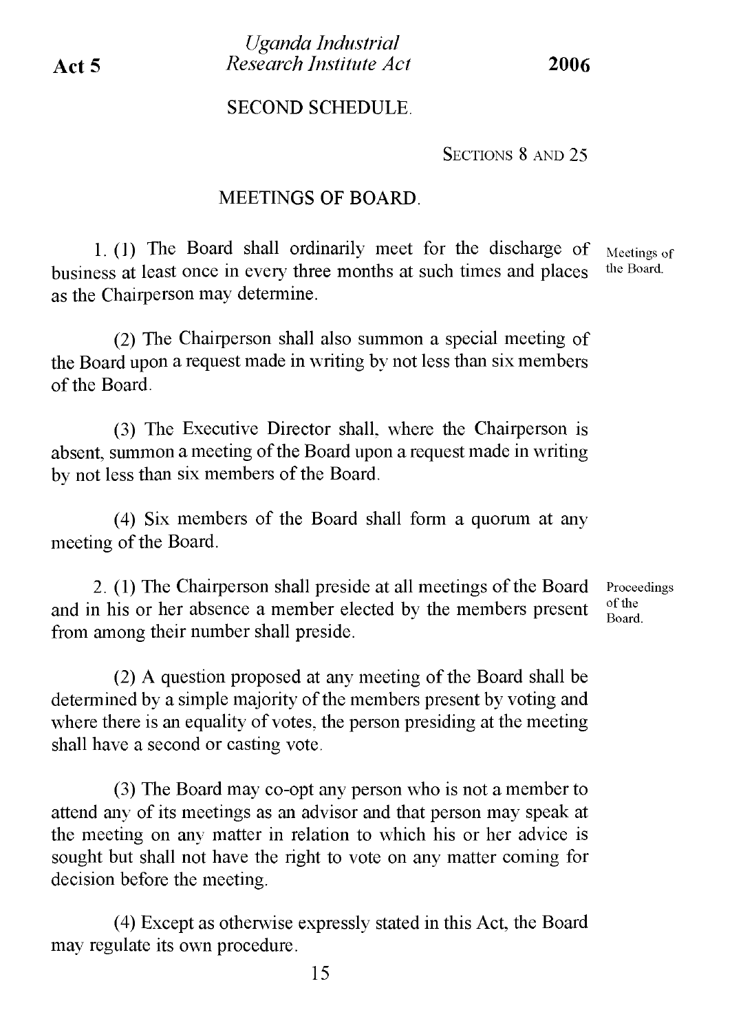## SECOND SCHEDULE.

SECTIONS 8 AND 25

### MEETINGS OF BOARD.

*Meetings of the Board.*

1. (1) The Board shall ordinarily meet for the discharge of business at least once in every three months at such times and places as the Chairperson may determine.

(2) The Chairperson shall also summon a special meeting of the Board upon a request made in writing by not less than six members of the Board.

(3) The Executive Director shall, where the Chairperson is absent, summon a meeting of the Board upon a request made in writing by not less than six members of the Board.

(4) Six members of the Board shall form a quorum at any meeting of the Board.

*Proceedings of the Board.*

2. (1) The Chairperson shall preside at all meetings of the Board and in his or her absence a member elected by the members present from among their number shall preside.

(2) A question proposed at any meeting of the Board shall be determined by a simple majority of the members present by voting and where there is an equality of votes, the person presiding at the meeting shall have a second or casting vote.

(3) The Board may co-opt any person who is not a member to attend any of its meetings as an advisor and that person may speak at the meeting on any matter in relation to which his or her advice is sought but shall not have the right to vote on any matter coming for decision before the meeting.

(4) Except as otherwise expressly stated in this Act, the Board may regulate its own procedure.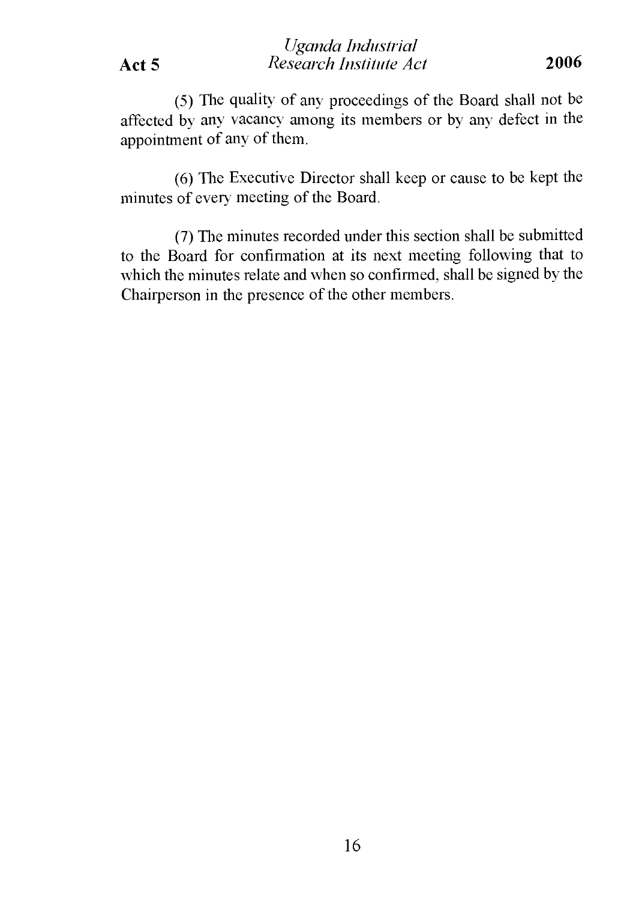(5) The quality of any proceedings of the Board shall not be affected by any vacancy among its members or by any defect in the appointment of any of them.

(6) The Executive Director shall keep or cause to be kept the minutes of every meeting of the Board.

(7) The minutes recorded under this section shall be submitted to the Board for confirmation at its next meeting following that to which the minutes relate and when so confirmed, shall be signed by the Chairperson in the presence of the other members.